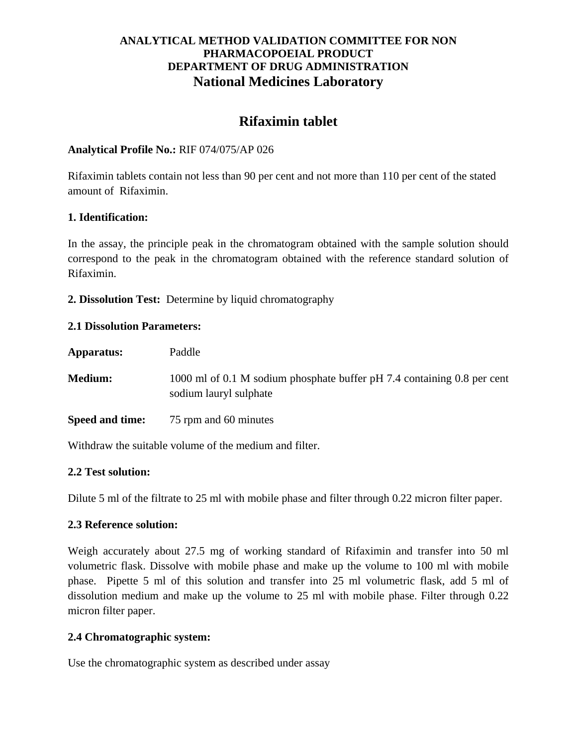**ANALYTICAL METHOD VALIDATION COMMITTEE FOR NON PHARMACOPOEIAL PRODUCT**
**DEPARTMENT OF DRUG ADMINISTRATION**
**National Medicines Laboratory**

# Rifaximin tablet

**Analytical Profile No.:** RIF 074/075/AP 026

Rifaximin tablets contain not less than 90 per cent and not more than 110 per cent of the stated amount of Rifaximin.

**1. Identification:**

In the assay, the principle peak in the chromatogram obtained with the sample solution should correspond to the peak in the chromatogram obtained with the reference standard solution of Rifaximin.

**2. Dissolution Test:** Determine by liquid chromatography

**2.1 Dissolution Parameters:**

**Apparatus:** Paddle

**Medium:** 1000 ml of 0.1 M sodium phosphate buffer pH 7.4 containing 0.8 per cent sodium lauryl sulphate

**Speed and time:** 75 rpm and 60 minutes

Withdraw the suitable volume of the medium and filter.

**2.2 Test solution:**

Dilute 5 ml of the filtrate to 25 ml with mobile phase and filter through 0.22 micron filter paper.

**2.3 Reference solution:**

Weigh accurately about 27.5 mg of working standard of Rifaximin and transfer into 50 ml volumetric flask. Dissolve with mobile phase and make up the volume to 100 ml with mobile phase. Pipette 5 ml of this solution and transfer into 25 ml volumetric flask, add 5 ml of dissolution medium and make up the volume to 25 ml with mobile phase. Filter through 0.22 micron filter paper.

**2.4 Chromatographic system:**

Use the chromatographic system as described under assay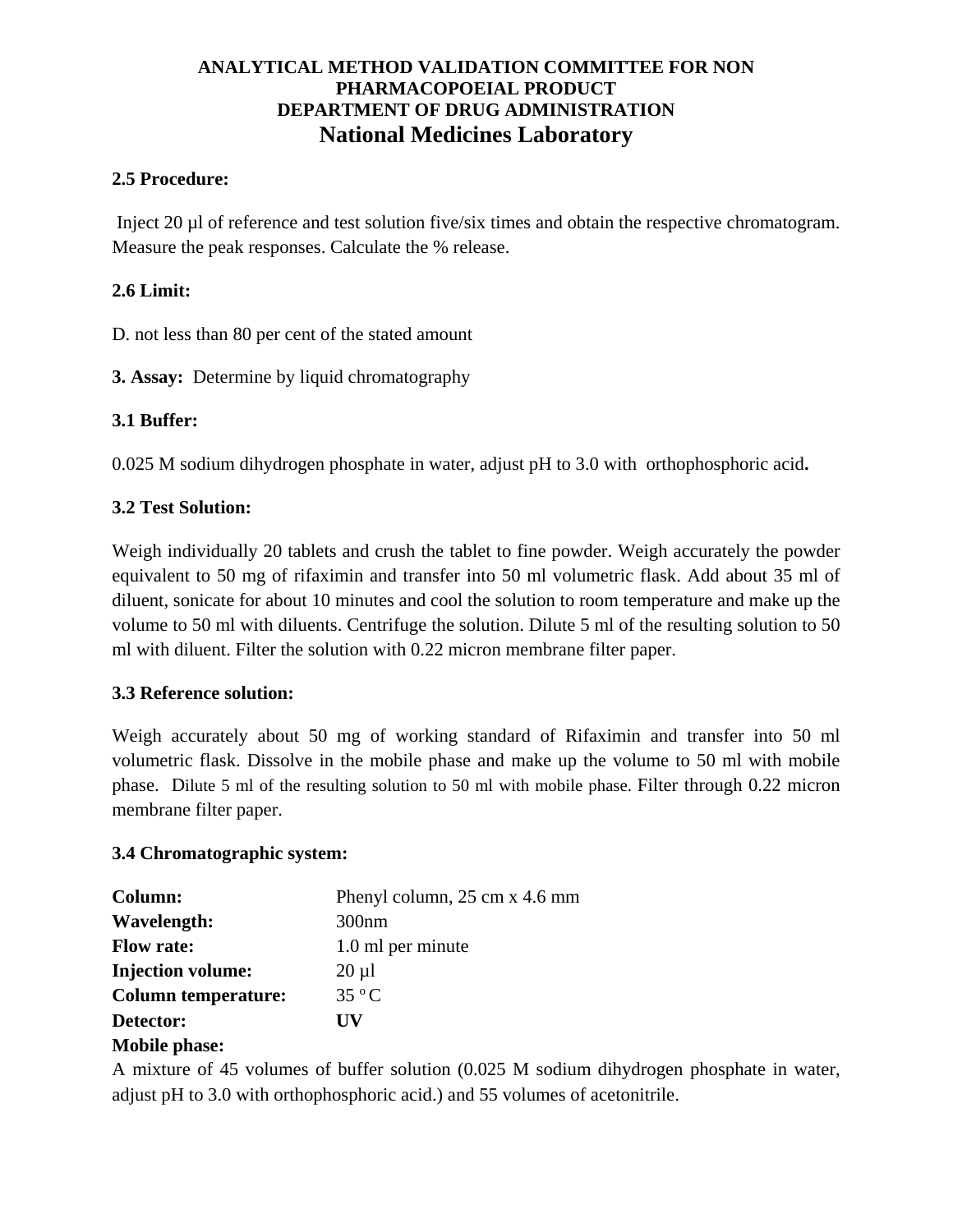**ANALYTICAL METHOD VALIDATION COMMITTEE FOR NON PHARMACOPOEIAL PRODUCT**
**DEPARTMENT OF DRUG ADMINISTRATION**
**National Medicines Laboratory**

**2.5 Procedure:**

Inject 20 µl of reference and test solution five/six times and obtain the respective chromatogram. Measure the peak responses. Calculate the % release.

**2.6 Limit:**

D. not less than 80 per cent of the stated amount

**3. Assay:** Determine by liquid chromatography

**3.1 Buffer:**

0.025 M sodium dihydrogen phosphate in water, adjust pH to 3.0 with orthophosphoric acid**.**

**3.2 Test Solution:**

Weigh individually 20 tablets and crush the tablet to fine powder. Weigh accurately the powder equivalent to 50 mg of rifaximin and transfer into 50 ml volumetric flask. Add about 35 ml of diluent, sonicate for about 10 minutes and cool the solution to room temperature and make up the volume to 50 ml with diluents. Centrifuge the solution. Dilute 5 ml of the resulting solution to 50 ml with diluent. Filter the solution with 0.22 micron membrane filter paper.

**3.3 Reference solution:**

Weigh accurately about 50 mg of working standard of Rifaximin and transfer into 50 ml volumetric flask. Dissolve in the mobile phase and make up the volume to 50 ml with mobile phase. Dilute 5 ml of the resulting solution to 50 ml with mobile phase. Filter through 0.22 micron membrane filter paper.

**3.4 Chromatographic system:**

| | |
|---|---|
| **Column:** | Phenyl column, 25 cm x 4.6 mm |
| **Wavelength:** | 300nm |
| **Flow rate:** | 1.0 ml per minute |
| **Injection volume:** | 20 µl |
| **Column temperature:** | 35 $^{o}$C |
| **Detector:** | **UV** |

**Mobile phase:**

A mixture of 45 volumes of buffer solution (0.025 M sodium dihydrogen phosphate in water, adjust pH to 3.0 with orthophosphoric acid.) and 55 volumes of acetonitrile.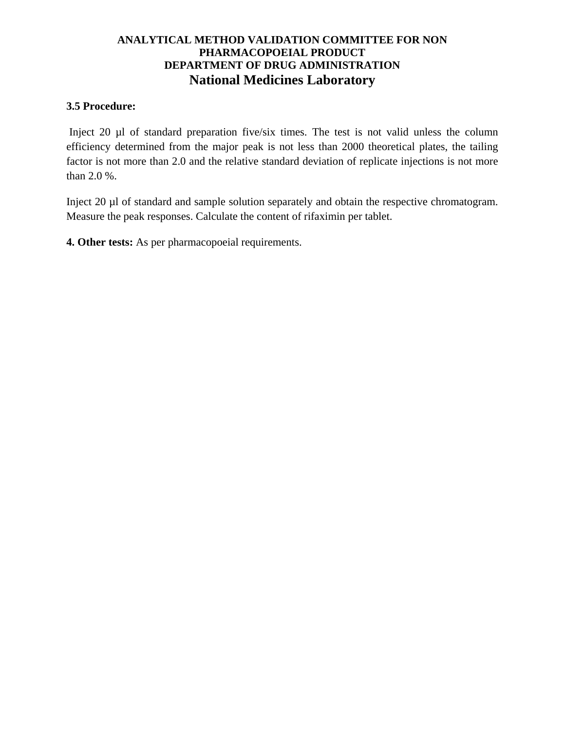**ANALYTICAL METHOD VALIDATION COMMITTEE FOR NON PHARMACOPOEIAL PRODUCT**
**DEPARTMENT OF DRUG ADMINISTRATION**
**National Medicines Laboratory**

**3.5 Procedure:**

Inject 20 µl of standard preparation five/six times. The test is not valid unless the column efficiency determined from the major peak is not less than 2000 theoretical plates, the tailing factor is not more than 2.0 and the relative standard deviation of replicate injections is not more than 2.0 %.

Inject 20 µl of standard and sample solution separately and obtain the respective chromatogram. Measure the peak responses. Calculate the content of rifaximin per tablet.

**4. Other tests:** As per pharmacopoeial requirements.